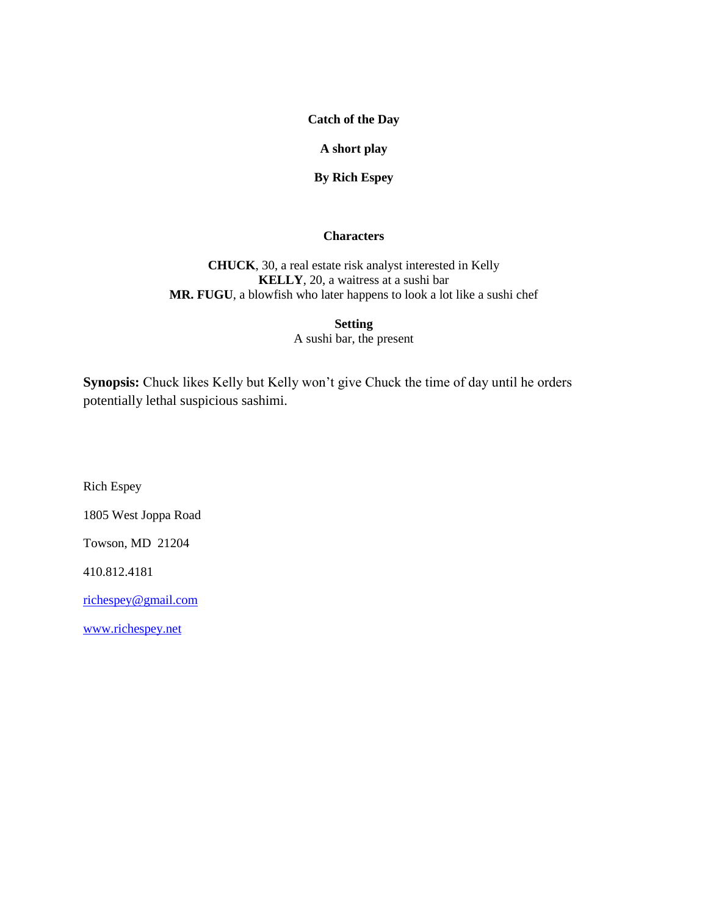**Catch of the Day**

**A short play**

**By Rich Espey**

**Characters**

**CHUCK**, 30, a real estate risk analyst interested in Kelly
**KELLY**, 20, a waitress at a sushi bar
**MR. FUGU**, a blowfish who later happens to look a lot like a sushi chef

**Setting**
A sushi bar, the present

**Synopsis:** Chuck likes Kelly but Kelly won't give Chuck the time of day until he orders potentially lethal suspicious sashimi.

Rich Espey

1805 West Joppa Road

Towson, MD 21204

410.812.4181

richespey@gmail.com

www.richespey.net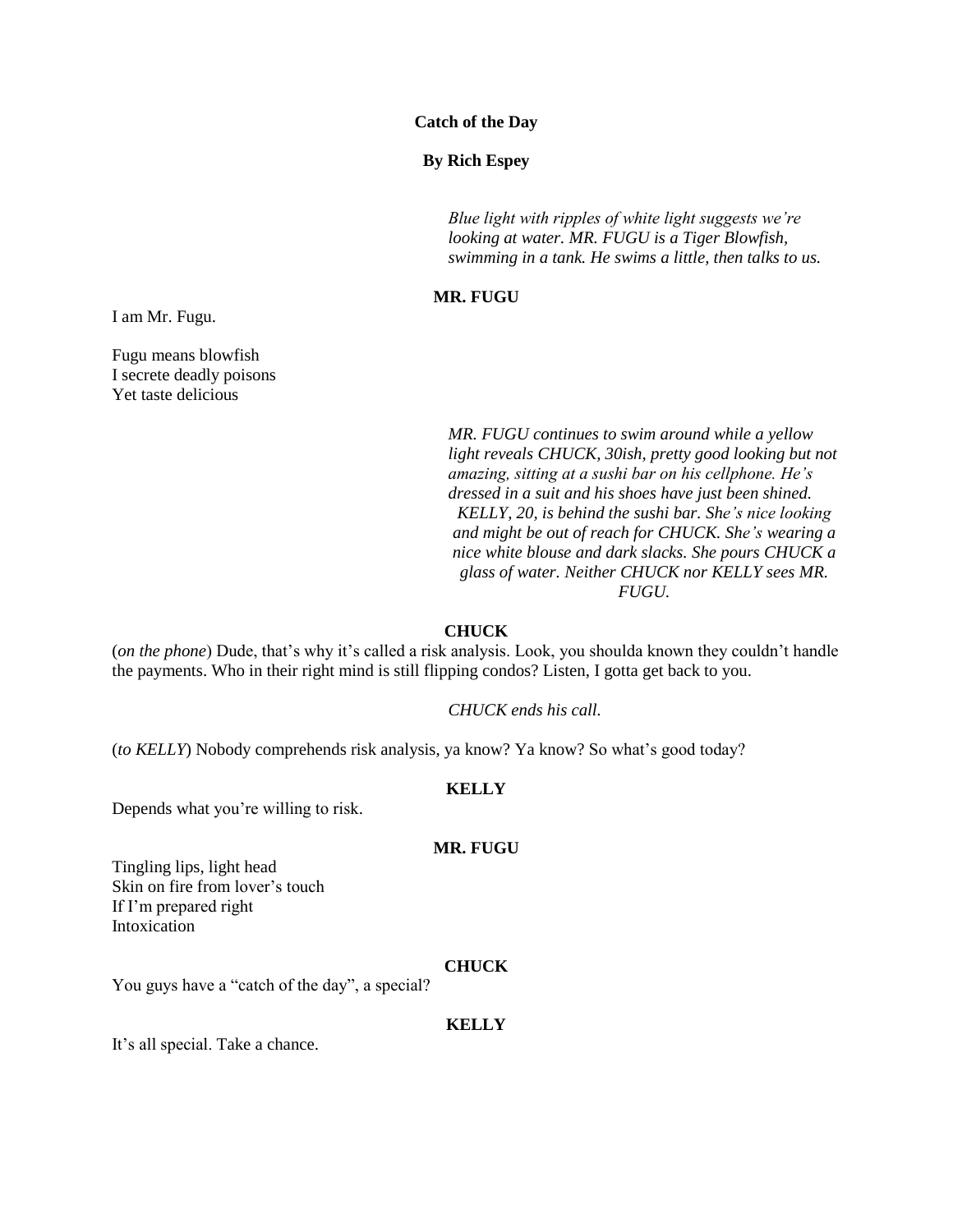**Catch of the Day**

**By Rich Espey**

*Blue light with ripples of white light suggests we're looking at water. MR. FUGU is a Tiger Blowfish, swimming in a tank. He swims a little, then talks to us.*

**MR. FUGU**

I am Mr. Fugu.

Fugu means blowfish
I secrete deadly poisons
Yet taste delicious

*MR. FUGU continues to swim around while a yellow light reveals CHUCK, 30ish, pretty good looking but not amazing, sitting at a sushi bar on his cellphone. He's dressed in a suit and his shoes have just been shined. KELLY, 20, is behind the sushi bar. She's nice looking and might be out of reach for CHUCK. She's wearing a nice white blouse and dark slacks. She pours CHUCK a glass of water. Neither CHUCK nor KELLY sees MR. FUGU.*

**CHUCK**

(*on the phone*) Dude, that's why it's called a risk analysis. Look, you shoulda known they couldn't handle the payments. Who in their right mind is still flipping condos? Listen, I gotta get back to you.

*CHUCK ends his call.*

(*to KELLY*) Nobody comprehends risk analysis, ya know? Ya know? So what's good today?

**KELLY**

Depends what you're willing to risk.

**MR. FUGU**

Tingling lips, light head
Skin on fire from lover's touch
If I'm prepared right
Intoxication

**CHUCK**

You guys have a "catch of the day", a special?

**KELLY**

It's all special. Take a chance.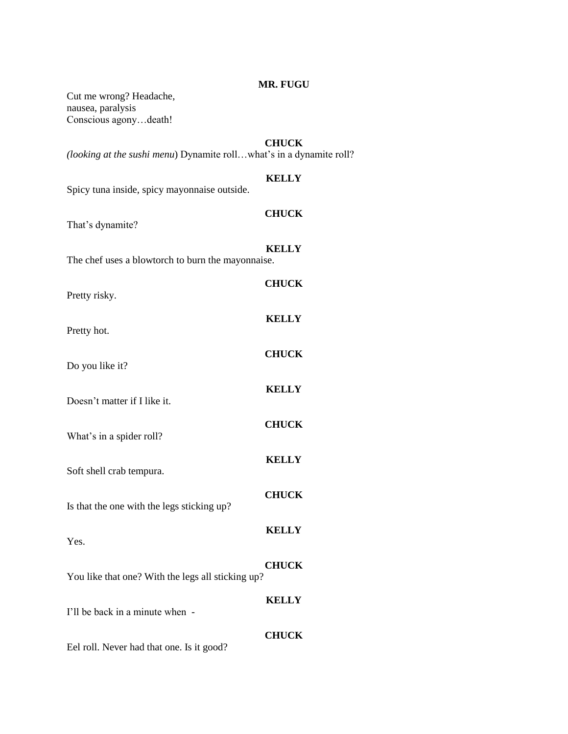**MR. FUGU**

Cut me wrong? Headache,
nausea, paralysis
Conscious agony…death!

**CHUCK**

*(looking at the sushi menu*) Dynamite roll…what's in a dynamite roll?

**KELLY**

Spicy tuna inside, spicy mayonnaise outside.

**CHUCK**

That's dynamite?

**KELLY**

The chef uses a blowtorch to burn the mayonnaise.

**CHUCK**

Pretty risky.

**KELLY**

Pretty hot.

**CHUCK**

Do you like it?

**KELLY**

Doesn't matter if I like it.

**CHUCK**

What's in a spider roll?

**KELLY**

Soft shell crab tempura.

**CHUCK**

Is that the one with the legs sticking up?

**KELLY**

Yes.

**CHUCK**

You like that one? With the legs all sticking up?

**KELLY**

I'll be back in a minute when -

**CHUCK**

Eel roll. Never had that one. Is it good?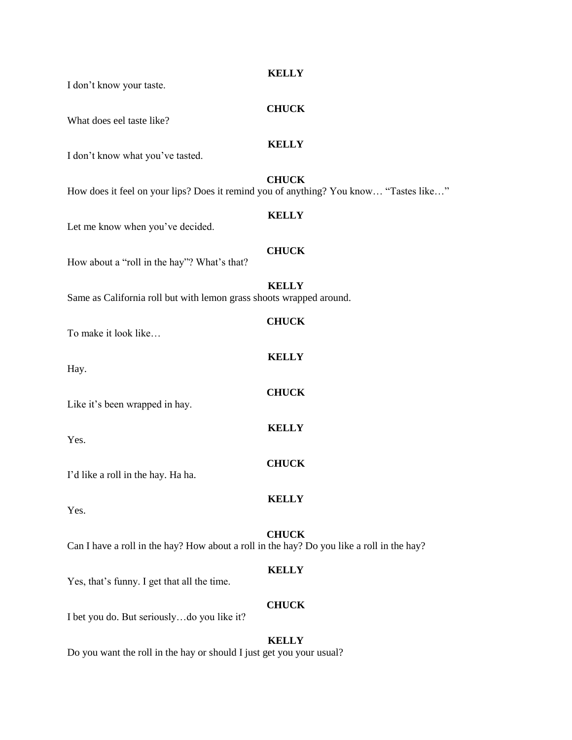**KELLY**

I don't know your taste.

**CHUCK**

What does eel taste like?

**KELLY**

I don't know what you've tasted.

**CHUCK**

How does it feel on your lips? Does it remind you of anything? You know… "Tastes like…"

**KELLY**

Let me know when you've decided.

**CHUCK**

How about a "roll in the hay"? What's that?

**KELLY**

Same as California roll but with lemon grass shoots wrapped around.

**CHUCK**

To make it look like…

**KELLY**

Hay.

**CHUCK**

Like it's been wrapped in hay.

**KELLY**

Yes.

**CHUCK**

I'd like a roll in the hay. Ha ha.

**KELLY**

Yes.

**CHUCK**

Can I have a roll in the hay? How about a roll in the hay? Do you like a roll in the hay?

**KELLY**

Yes, that's funny. I get that all the time.

**CHUCK**

I bet you do. But seriously…do you like it?

**KELLY**

Do you want the roll in the hay or should I just get you your usual?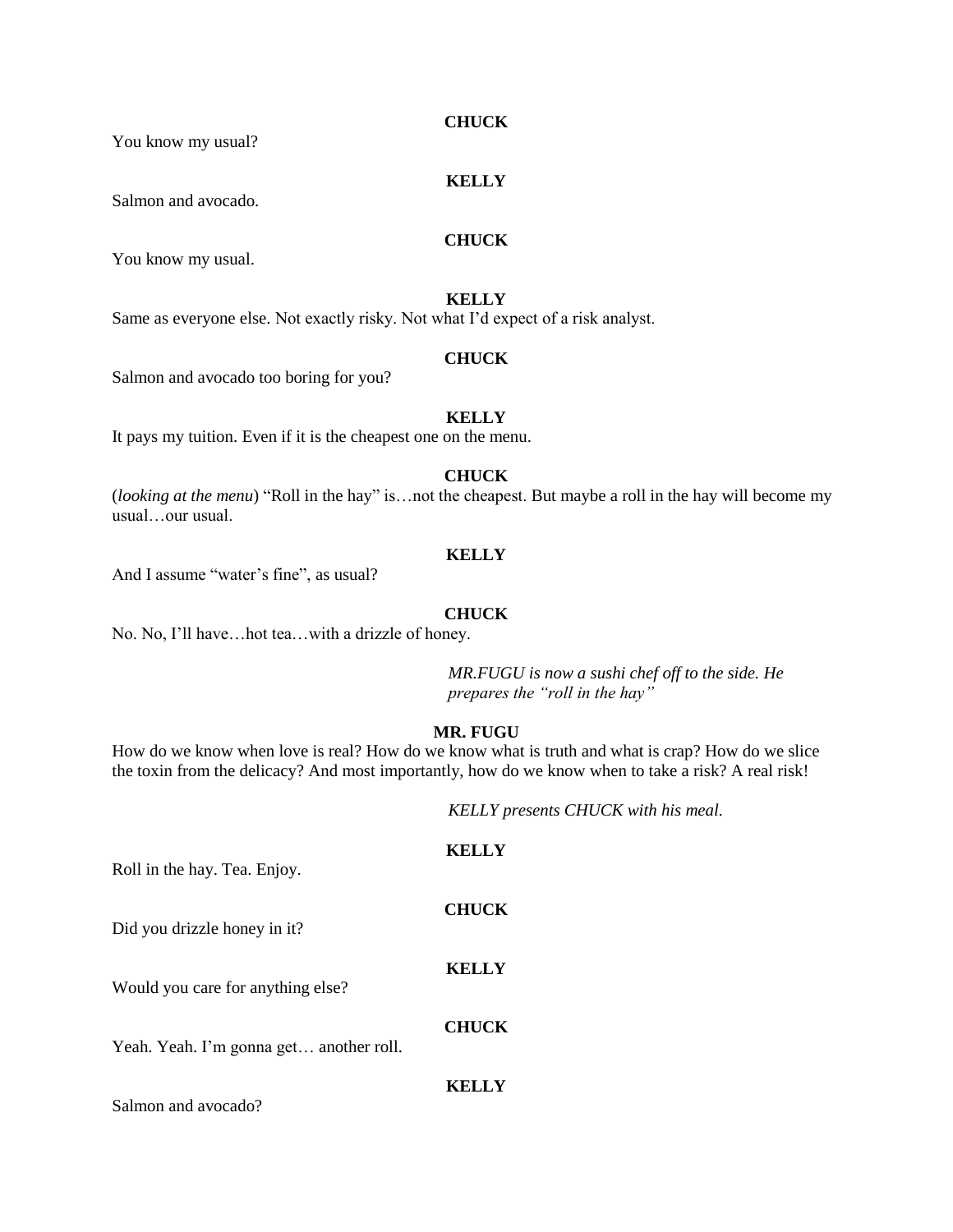**CHUCK**

You know my usual?

**KELLY**

Salmon and avocado.

**CHUCK**

You know my usual.

**KELLY**

Same as everyone else. Not exactly risky. Not what I'd expect of a risk analyst.

**CHUCK**

Salmon and avocado too boring for you?

**KELLY**

It pays my tuition. Even if it is the cheapest one on the menu.

**CHUCK**

(*looking at the menu*) "Roll in the hay" is…not the cheapest. But maybe a roll in the hay will become my usual…our usual.

**KELLY**

And I assume "water's fine", as usual?

**CHUCK**

No. No, I'll have…hot tea…with a drizzle of honey.

*MR.FUGU is now a sushi chef off to the side. He prepares the "roll in the hay"*

**MR. FUGU**

How do we know when love is real? How do we know what is truth and what is crap? How do we slice the toxin from the delicacy? And most importantly, how do we know when to take a risk? A real risk!

*KELLY presents CHUCK with his meal.*

**KELLY**

Roll in the hay. Tea. Enjoy.

**CHUCK**

Did you drizzle honey in it?

**KELLY**

Would you care for anything else?

**CHUCK**

Yeah. Yeah. I'm gonna get… another roll.

**KELLY**

Salmon and avocado?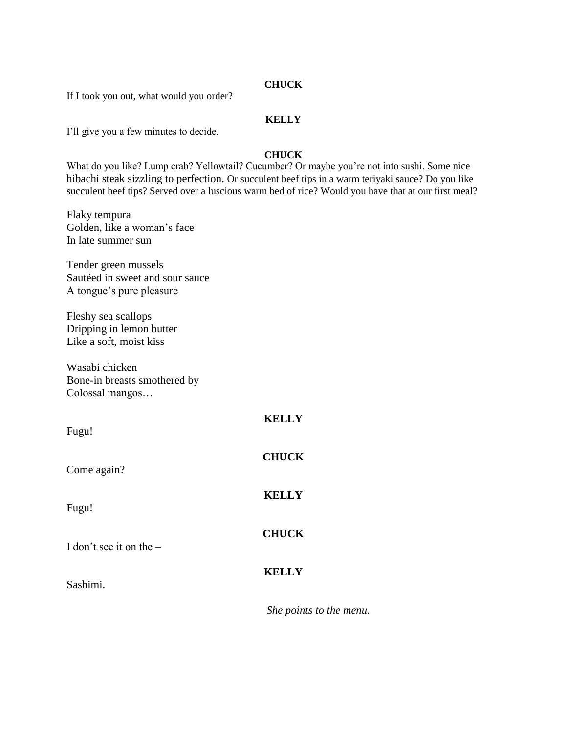**CHUCK**

If I took you out, what would you order?

**KELLY**

I'll give you a few minutes to decide.

**CHUCK**

What do you like? Lump crab? Yellowtail? Cucumber? Or maybe you're not into sushi. Some nice hibachi steak sizzling to perfection. Or succulent beef tips in a warm teriyaki sauce? Do you like succulent beef tips? Served over a luscious warm bed of rice? Would you have that at our first meal?

Flaky tempura
Golden, like a woman's face
In late summer sun

Tender green mussels
Sautéed in sweet and sour sauce
A tongue's pure pleasure

Fleshy sea scallops
Dripping in lemon butter
Like a soft, moist kiss

Wasabi chicken
Bone-in breasts smothered by
Colossal mangos…

**KELLY**

Fugu!

**CHUCK**

Come again?

**KELLY**

Fugu!

**CHUCK**

I don't see it on the –

**KELLY**

Sashimi.

*She points to the menu.*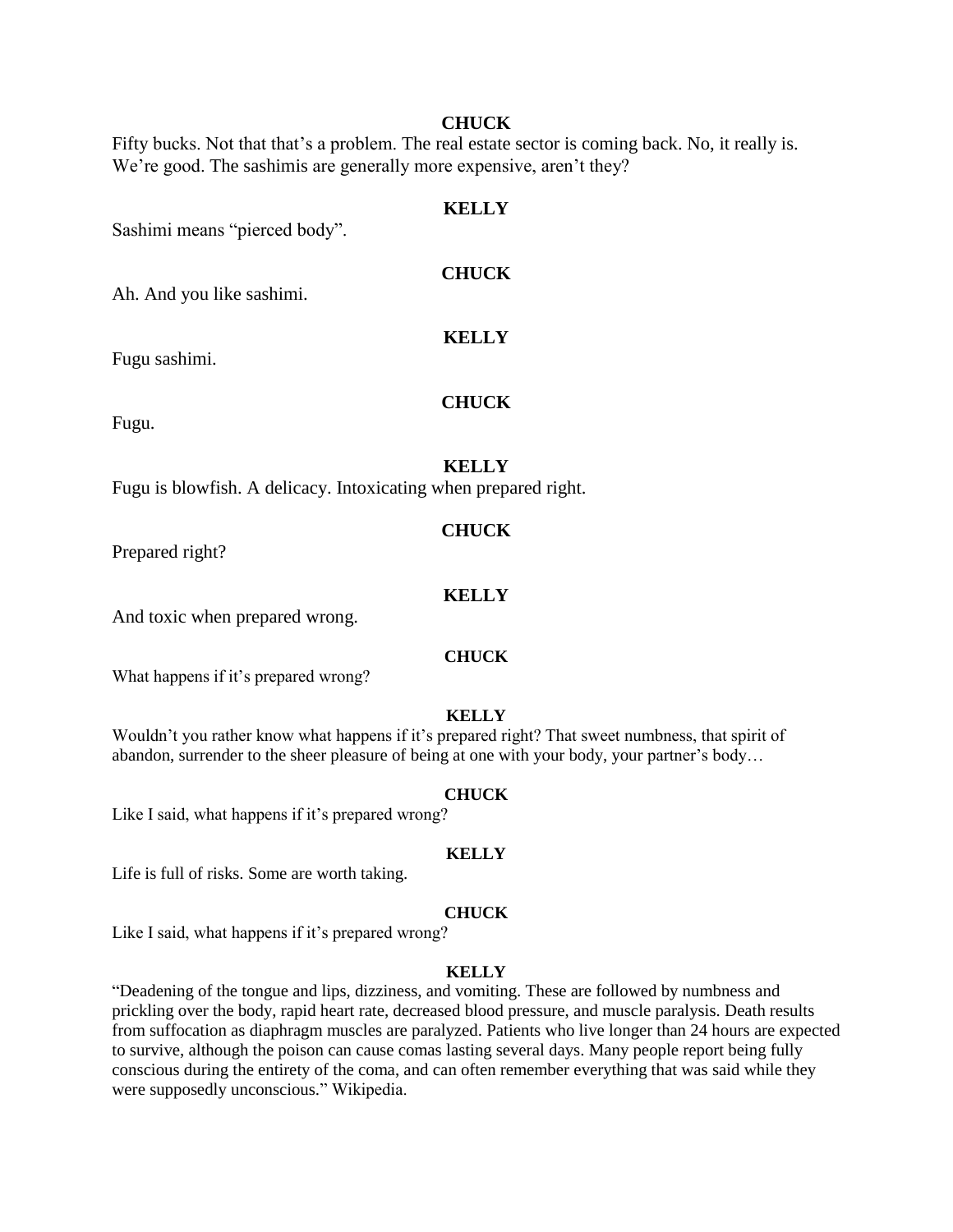**CHUCK**

Fifty bucks. Not that that's a problem. The real estate sector is coming back. No, it really is. We're good. The sashimis are generally more expensive, aren't they?

**KELLY**

Sashimi means "pierced body".

**CHUCK**

Ah. And you like sashimi.

**KELLY**

Fugu sashimi.

**CHUCK**

Fugu.

**KELLY**

Fugu is blowfish. A delicacy. Intoxicating when prepared right.

**CHUCK**

Prepared right?

**KELLY**

And toxic when prepared wrong.

**CHUCK**

What happens if it's prepared wrong?

**KELLY**

Wouldn't you rather know what happens if it's prepared right? That sweet numbness, that spirit of abandon, surrender to the sheer pleasure of being at one with your body, your partner's body…

**CHUCK**

Like I said, what happens if it's prepared wrong?

**KELLY**

Life is full of risks. Some are worth taking.

**CHUCK**

Like I said, what happens if it's prepared wrong?

**KELLY**

"Deadening of the tongue and lips, dizziness, and vomiting. These are followed by numbness and prickling over the body, rapid heart rate, decreased blood pressure, and muscle paralysis. Death results from suffocation as diaphragm muscles are paralyzed. Patients who live longer than 24 hours are expected to survive, although the poison can cause comas lasting several days. Many people report being fully conscious during the entirety of the coma, and can often remember everything that was said while they were supposedly unconscious." Wikipedia.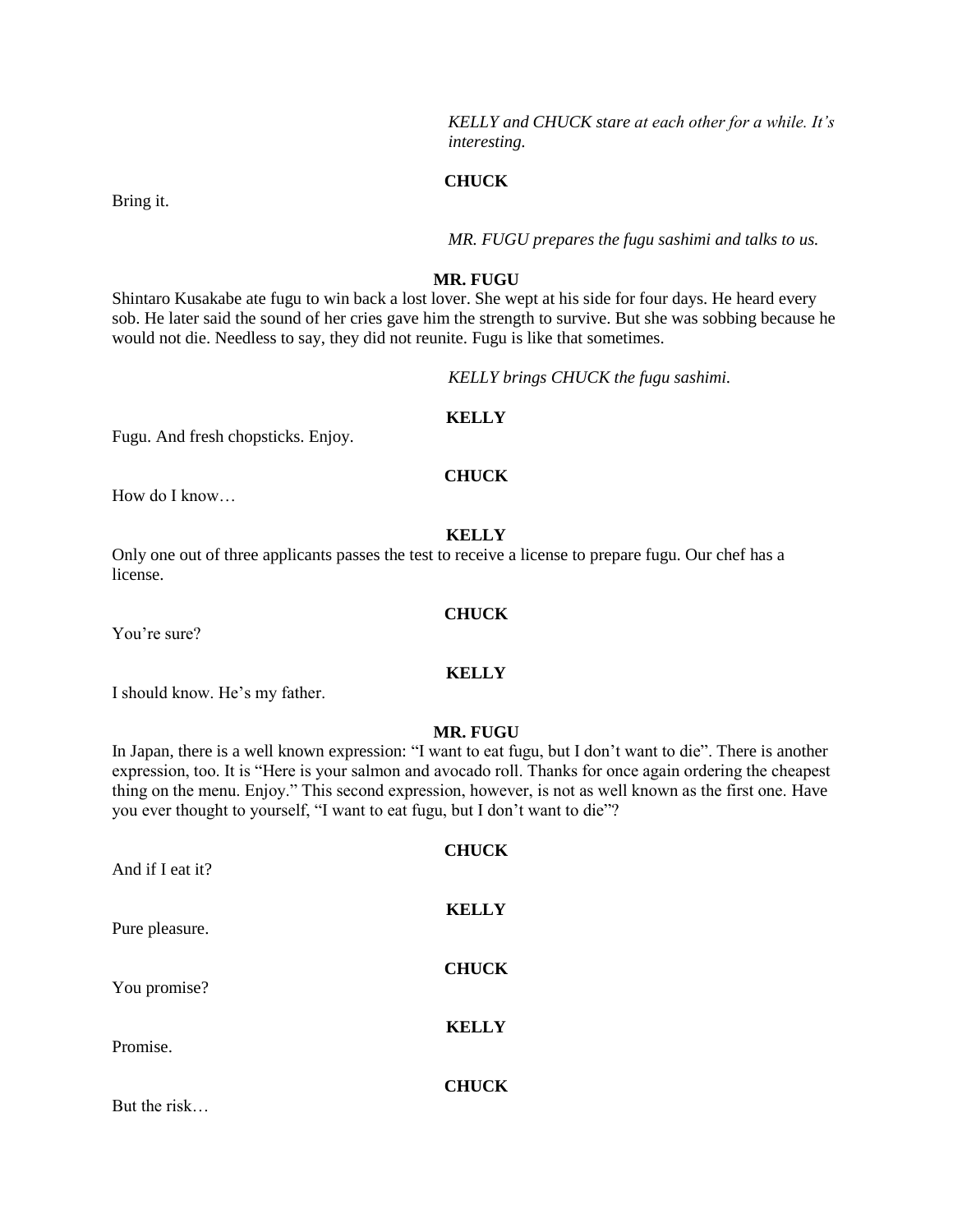*KELLY and CHUCK stare at each other for a while. It's interesting.*

**CHUCK**

Bring it.

*MR. FUGU prepares the fugu sashimi and talks to us.*

**MR. FUGU**

Shintaro Kusakabe ate fugu to win back a lost lover. She wept at his side for four days. He heard every sob. He later said the sound of her cries gave him the strength to survive. But she was sobbing because he would not die. Needless to say, they did not reunite. Fugu is like that sometimes.

*KELLY brings CHUCK the fugu sashimi.*

**KELLY**

Fugu. And fresh chopsticks. Enjoy.

**CHUCK**

How do I know…

**KELLY**

Only one out of three applicants passes the test to receive a license to prepare fugu. Our chef has a license.

**CHUCK**

You're sure?

**KELLY**

I should know. He's my father.

**MR. FUGU**

In Japan, there is a well known expression: "I want to eat fugu, but I don't want to die". There is another expression, too. It is "Here is your salmon and avocado roll. Thanks for once again ordering the cheapest thing on the menu. Enjoy." This second expression, however, is not as well known as the first one. Have you ever thought to yourself, "I want to eat fugu, but I don't want to die"?

**CHUCK**

And if I eat it?

**KELLY**

Pure pleasure.

**CHUCK**

You promise?

**KELLY**

Promise.

**CHUCK**

But the risk…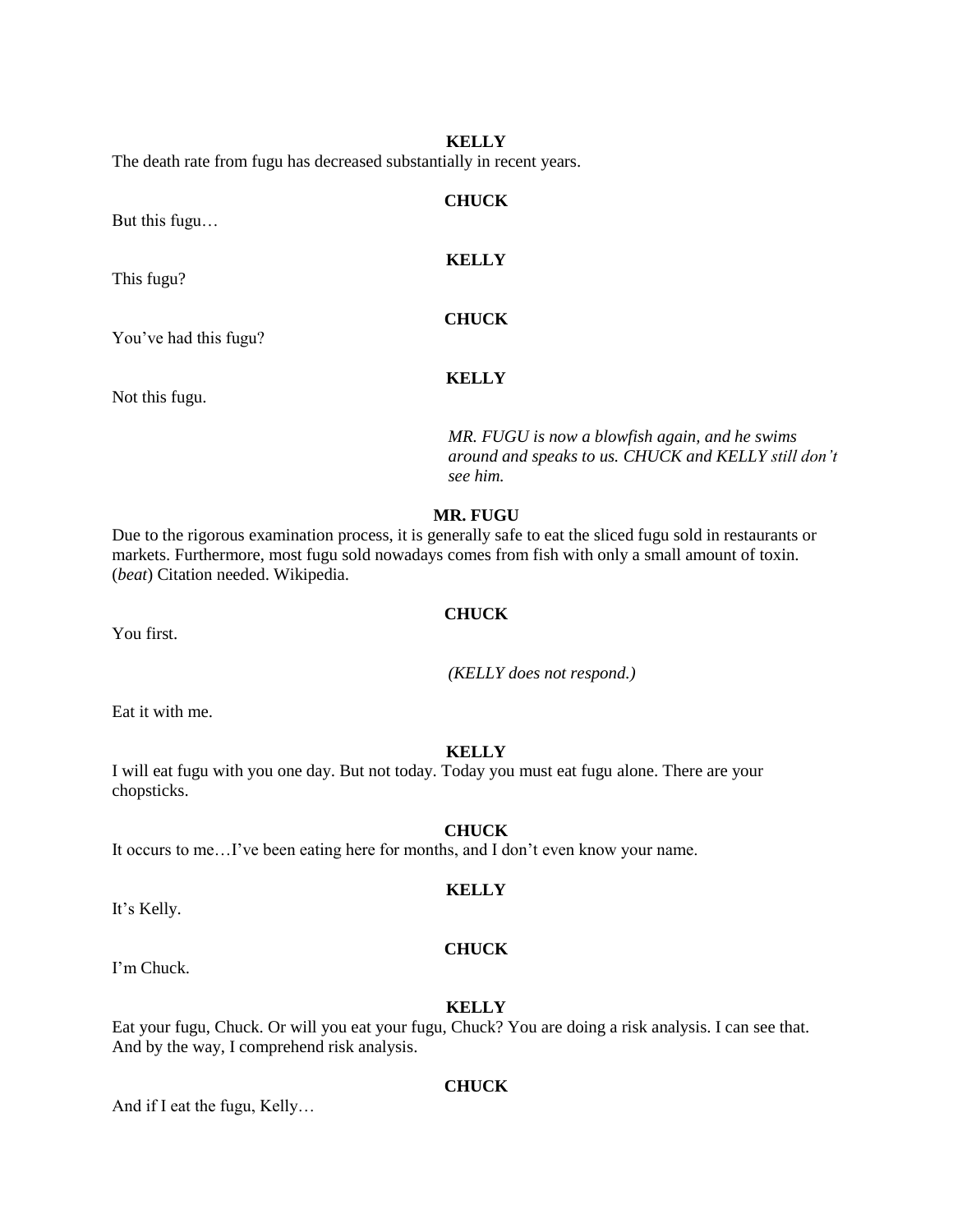**KELLY**

The death rate from fugu has decreased substantially in recent years.

**CHUCK**

But this fugu…

**KELLY**

This fugu?

**CHUCK**

You've had this fugu?

**KELLY**

Not this fugu.

*MR. FUGU is now a blowfish again, and he swims around and speaks to us. CHUCK and KELLY still don't see him.*

**MR. FUGU**

Due to the rigorous examination process, it is generally safe to eat the sliced fugu sold in restaurants or markets. Furthermore, most fugu sold nowadays comes from fish with only a small amount of toxin. (*beat*) Citation needed. Wikipedia.

**CHUCK**

You first.

*(KELLY does not respond.)*

Eat it with me.

**KELLY**

I will eat fugu with you one day. But not today. Today you must eat fugu alone. There are your chopsticks.

**CHUCK**

It occurs to me…I've been eating here for months, and I don't even know your name.

**KELLY**

It's Kelly.

**CHUCK**

I'm Chuck.

**KELLY**

Eat your fugu, Chuck. Or will you eat your fugu, Chuck? You are doing a risk analysis. I can see that. And by the way, I comprehend risk analysis.

**CHUCK**

And if I eat the fugu, Kelly…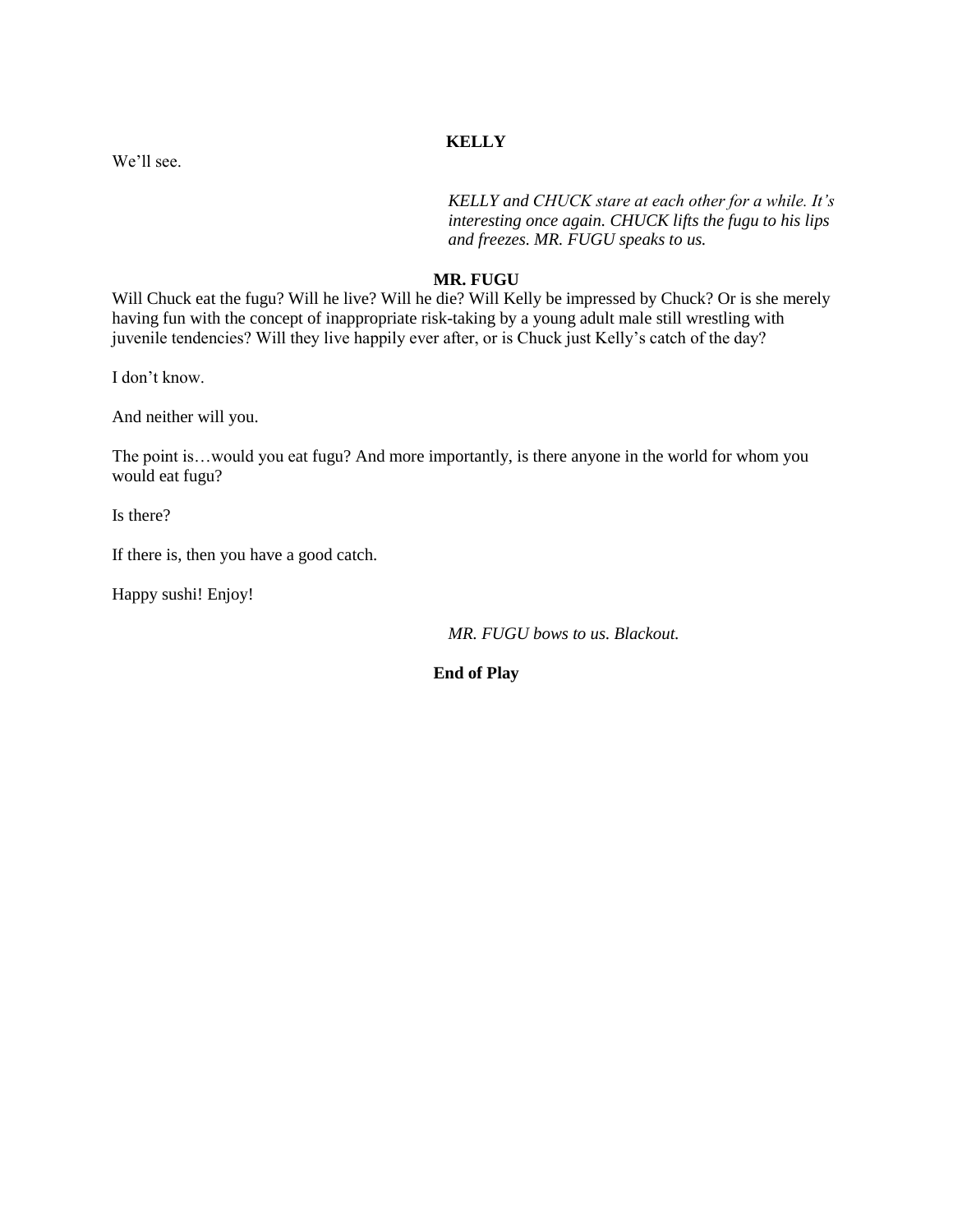**KELLY**

We'll see.

*KELLY and CHUCK stare at each other for a while. It's interesting once again. CHUCK lifts the fugu to his lips and freezes. MR. FUGU speaks to us.*

**MR. FUGU**

Will Chuck eat the fugu? Will he live? Will he die? Will Kelly be impressed by Chuck? Or is she merely having fun with the concept of inappropriate risk-taking by a young adult male still wrestling with juvenile tendencies? Will they live happily ever after, or is Chuck just Kelly's catch of the day?

I don't know.

And neither will you.

The point is…would you eat fugu? And more importantly, is there anyone in the world for whom you would eat fugu?

Is there?

If there is, then you have a good catch.

Happy sushi! Enjoy!

*MR. FUGU bows to us. Blackout.*

**End of Play**